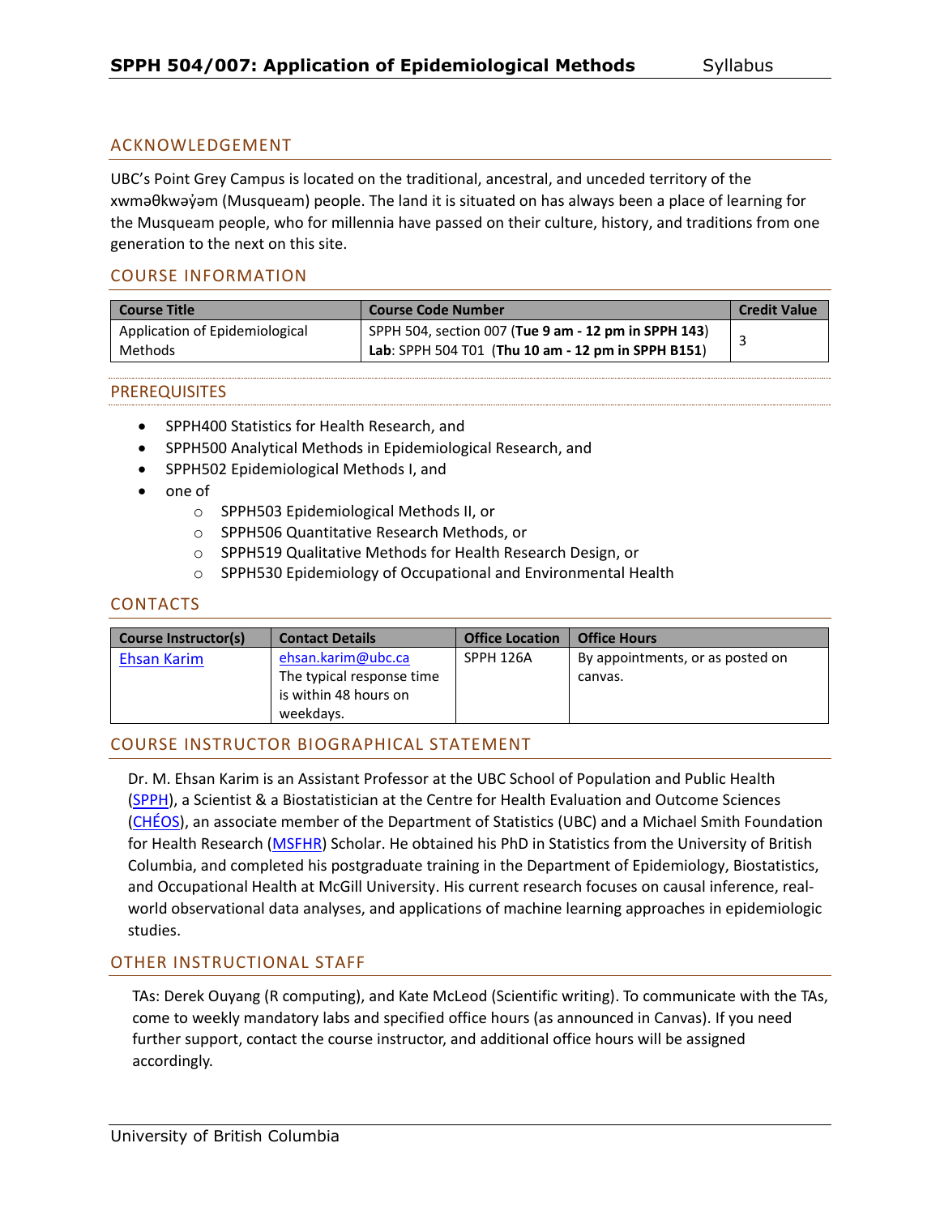## ACKNOWLEDGEMENT

UBC's Point Grey Campus is located on the traditional, ancestral, and unceded territory of the xwməθkwəy̓əm (Musqueam) people. The land it is situated on has always been a place of learning for the Musqueam people, who for millennia have passed on their culture, history, and traditions from one generation to the next on this site.

## COURSE INFORMATION

| Course Title | Course Code Number | Credit Value |
|---|---|---|
| Application of Epidemiological Methods | SPPH 504, section 007 (**Tue 9 am - 12 pm in SPPH 143**)<br>**Lab**: SPPH 504 T01 (**Thu 10 am - 12 pm in SPPH B151**) | 3 |

## PREREQUISITES

- SPPH400 Statistics for Health Research, and
- SPPH500 Analytical Methods in Epidemiological Research, and
- SPPH502 Epidemiological Methods I, and
- one of
  - SPPH503 Epidemiological Methods II, or
  - SPPH506 Quantitative Research Methods, or
  - SPPH519 Qualitative Methods for Health Research Design, or
  - SPPH530 Epidemiology of Occupational and Environmental Health

## CONTACTS

| Course Instructor(s) | Contact Details | Office Location | Office Hours |
|---|---|---|---|
| Ehsan Karim | ehsan.karim@ubc.ca<br>The typical response time is within 48 hours on weekdays. | SPPH 126A | By appointments, or as posted on canvas. |

## COURSE INSTRUCTOR BIOGRAPHICAL STATEMENT

Dr. M. Ehsan Karim is an Assistant Professor at the UBC School of Population and Public Health (SPPH), a Scientist & a Biostatistician at the Centre for Health Evaluation and Outcome Sciences (CHÉOS), an associate member of the Department of Statistics (UBC) and a Michael Smith Foundation for Health Research (MSFHR) Scholar. He obtained his PhD in Statistics from the University of British Columbia, and completed his postgraduate training in the Department of Epidemiology, Biostatistics, and Occupational Health at McGill University. His current research focuses on causal inference, real-world observational data analyses, and applications of machine learning approaches in epidemiologic studies.

## OTHER INSTRUCTIONAL STAFF

TAs: Derek Ouyang (R computing), and Kate McLeod (Scientific writing). To communicate with the TAs, come to weekly mandatory labs and specified office hours (as announced in Canvas). If you need further support, contact the course instructor, and additional office hours will be assigned accordingly.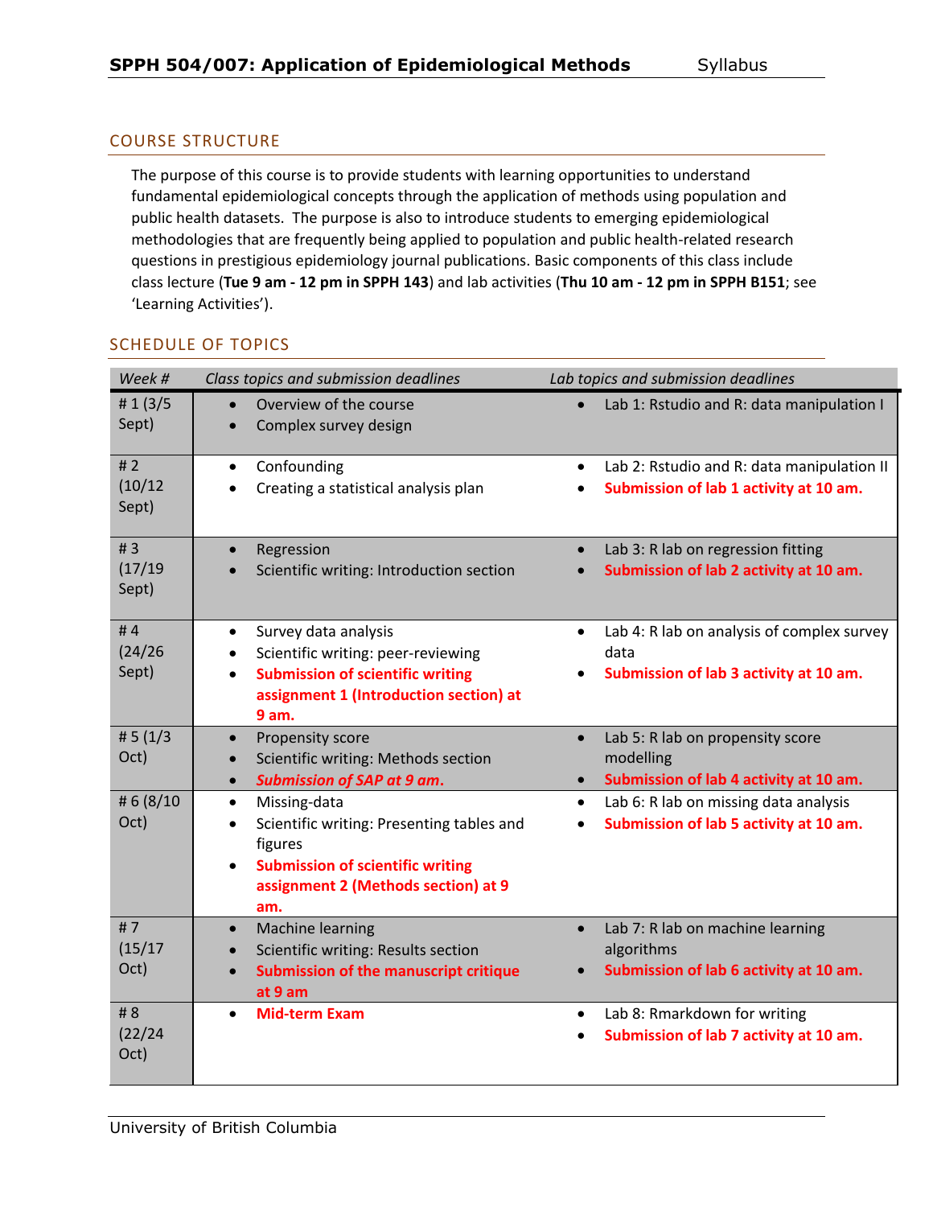## COURSE STRUCTURE

The purpose of this course is to provide students with learning opportunities to understand fundamental epidemiological concepts through the application of methods using population and public health datasets. The purpose is also to introduce students to emerging epidemiological methodologies that are frequently being applied to population and public health-related research questions in prestigious epidemiology journal publications. Basic components of this class include class lecture (**Tue 9 am - 12 pm in SPPH 143**) and lab activities (**Thu 10 am - 12 pm in SPPH B151**; see 'Learning Activities').

## SCHEDULE OF TOPICS

| *Week #* | *Class topics and submission deadlines* | *Lab topics and submission deadlines* |
|---|---|---|
| # 1 (3/5 Sept) | • Overview of the course<br>• Complex survey design | • Lab 1: Rstudio and R: data manipulation I |
| # 2 (10/12 Sept) | • Confounding<br>• Creating a statistical analysis plan | • Lab 2: Rstudio and R: data manipulation II<br>• **Submission of lab 1 activity at 10 am.** |
| # 3 (17/19 Sept) | • Regression<br>• Scientific writing: Introduction section | • Lab 3: R lab on regression fitting<br>• **Submission of lab 2 activity at 10 am.** |
| # 4 (24/26 Sept) | • Survey data analysis<br>• Scientific writing: peer-reviewing<br>• **Submission of scientific writing assignment 1 (Introduction section) at 9 am.** | • Lab 4: R lab on analysis of complex survey data<br>• **Submission of lab 3 activity at 10 am.** |
| # 5 (1/3 Oct) | • Propensity score<br>• Scientific writing: Methods section<br>• ***Submission of SAP at 9 am*.** | • Lab 5: R lab on propensity score modelling<br>• **Submission of lab 4 activity at 10 am.** |
| # 6 (8/10 Oct) | • Missing-data<br>• Scientific writing: Presenting tables and figures<br>• **Submission of scientific writing assignment 2 (Methods section) at 9 am.** | • Lab 6: R lab on missing data analysis<br>• **Submission of lab 5 activity at 10 am.** |
| # 7 (15/17 Oct) | • Machine learning<br>• Scientific writing: Results section<br>• **Submission of the manuscript critique at 9 am** | • Lab 7: R lab on machine learning algorithms<br>• **Submission of lab 6 activity at 10 am.** |
| # 8 (22/24 Oct) | • **Mid-term Exam** | • Lab 8: Rmarkdown for writing<br>• **Submission of lab 7 activity at 10 am.** |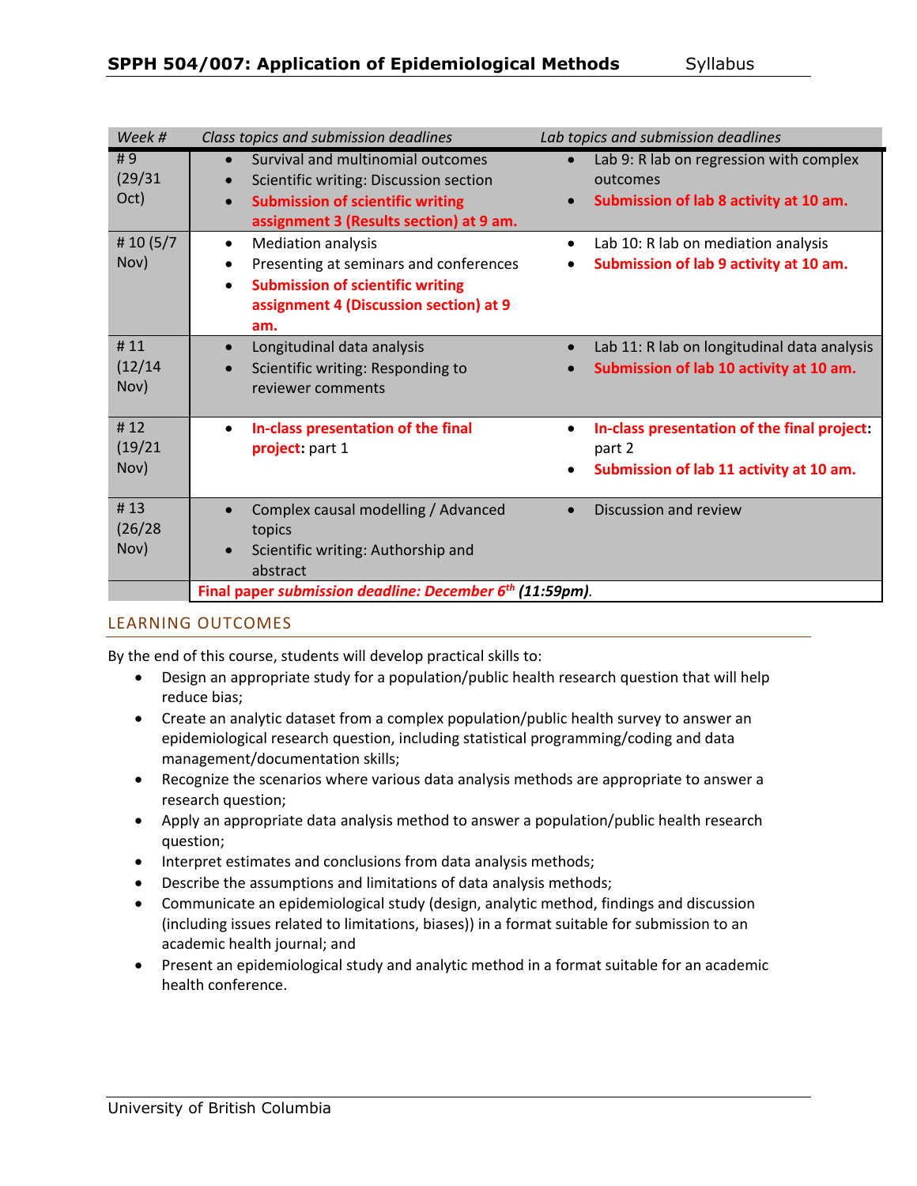| Week # | Class topics and submission deadlines | Lab topics and submission deadlines |
|---|---|---|
| # 9 (29/31 Oct) | • Survival and multinomial outcomes<br>• Scientific writing: Discussion section<br>• **Submission of scientific writing assignment 3 (Results section) at 9 am.** | • Lab 9: R lab on regression with complex outcomes<br>• **Submission of lab 8 activity at 10 am.** |
| # 10 (5/7 Nov) | • Mediation analysis<br>• Presenting at seminars and conferences<br>• **Submission of scientific writing assignment 4 (Discussion section) at 9 am.** | • Lab 10: R lab on mediation analysis<br>• **Submission of lab 9 activity at 10 am.** |
| # 11 (12/14 Nov) | • Longitudinal data analysis<br>• Scientific writing: Responding to reviewer comments | • Lab 11: R lab on longitudinal data analysis<br>• **Submission of lab 10 activity at 10 am.** |
| # 12 (19/21 Nov) | • **In-class presentation of the final project:** part 1 | • **In-class presentation of the final project:** part 2<br>• **Submission of lab 11 activity at 10 am.** |
| # 13 (26/28 Nov) | • Complex causal modelling / Advanced topics<br>• Scientific writing: Authorship and abstract | • Discussion and review |
| | **Final paper *submission deadline: December 6th* (11:59pm).** | |

## LEARNING OUTCOMES

By the end of this course, students will develop practical skills to:

- Design an appropriate study for a population/public health research question that will help reduce bias;
- Create an analytic dataset from a complex population/public health survey to answer an epidemiological research question, including statistical programming/coding and data management/documentation skills;
- Recognize the scenarios where various data analysis methods are appropriate to answer a research question;
- Apply an appropriate data analysis method to answer a population/public health research question;
- Interpret estimates and conclusions from data analysis methods;
- Describe the assumptions and limitations of data analysis methods;
- Communicate an epidemiological study (design, analytic method, findings and discussion (including issues related to limitations, biases)) in a format suitable for submission to an academic health journal; and
- Present an epidemiological study and analytic method in a format suitable for an academic health conference.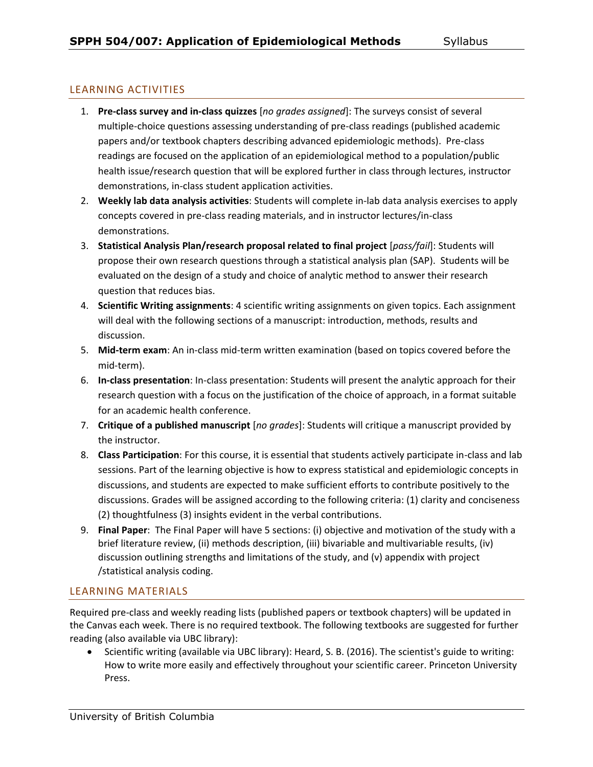## LEARNING ACTIVITIES

1. **Pre-class survey and in-class quizzes** [*no grades assigned*]: The surveys consist of several multiple-choice questions assessing understanding of pre-class readings (published academic papers and/or textbook chapters describing advanced epidemiologic methods). Pre-class readings are focused on the application of an epidemiological method to a population/public health issue/research question that will be explored further in class through lectures, instructor demonstrations, in-class student application activities.
2. **Weekly lab data analysis activities**: Students will complete in-lab data analysis exercises to apply concepts covered in pre-class reading materials, and in instructor lectures/in-class demonstrations.
3. **Statistical Analysis Plan/research proposal related to final project** [*pass/fail*]: Students will propose their own research questions through a statistical analysis plan (SAP). Students will be evaluated on the design of a study and choice of analytic method to answer their research question that reduces bias.
4. **Scientific Writing assignments**: 4 scientific writing assignments on given topics. Each assignment will deal with the following sections of a manuscript: introduction, methods, results and discussion.
5. **Mid-term exam**: An in-class mid-term written examination (based on topics covered before the mid-term).
6. **In-class presentation**: In-class presentation: Students will present the analytic approach for their research question with a focus on the justification of the choice of approach, in a format suitable for an academic health conference.
7. **Critique of a published manuscript** [*no grades*]: Students will critique a manuscript provided by the instructor.
8. **Class Participation**: For this course, it is essential that students actively participate in-class and lab sessions. Part of the learning objective is how to express statistical and epidemiologic concepts in discussions, and students are expected to make sufficient efforts to contribute positively to the discussions. Grades will be assigned according to the following criteria: (1) clarity and conciseness (2) thoughtfulness (3) insights evident in the verbal contributions.
9. **Final Paper**: The Final Paper will have 5 sections: (i) objective and motivation of the study with a brief literature review, (ii) methods description, (iii) bivariable and multivariable results, (iv) discussion outlining strengths and limitations of the study, and (v) appendix with project /statistical analysis coding.

## LEARNING MATERIALS

Required pre-class and weekly reading lists (published papers or textbook chapters) will be updated in the Canvas each week. There is no required textbook. The following textbooks are suggested for further reading (also available via UBC library):

- Scientific writing (available via UBC library): Heard, S. B. (2016). The scientist's guide to writing: How to write more easily and effectively throughout your scientific career. Princeton University Press.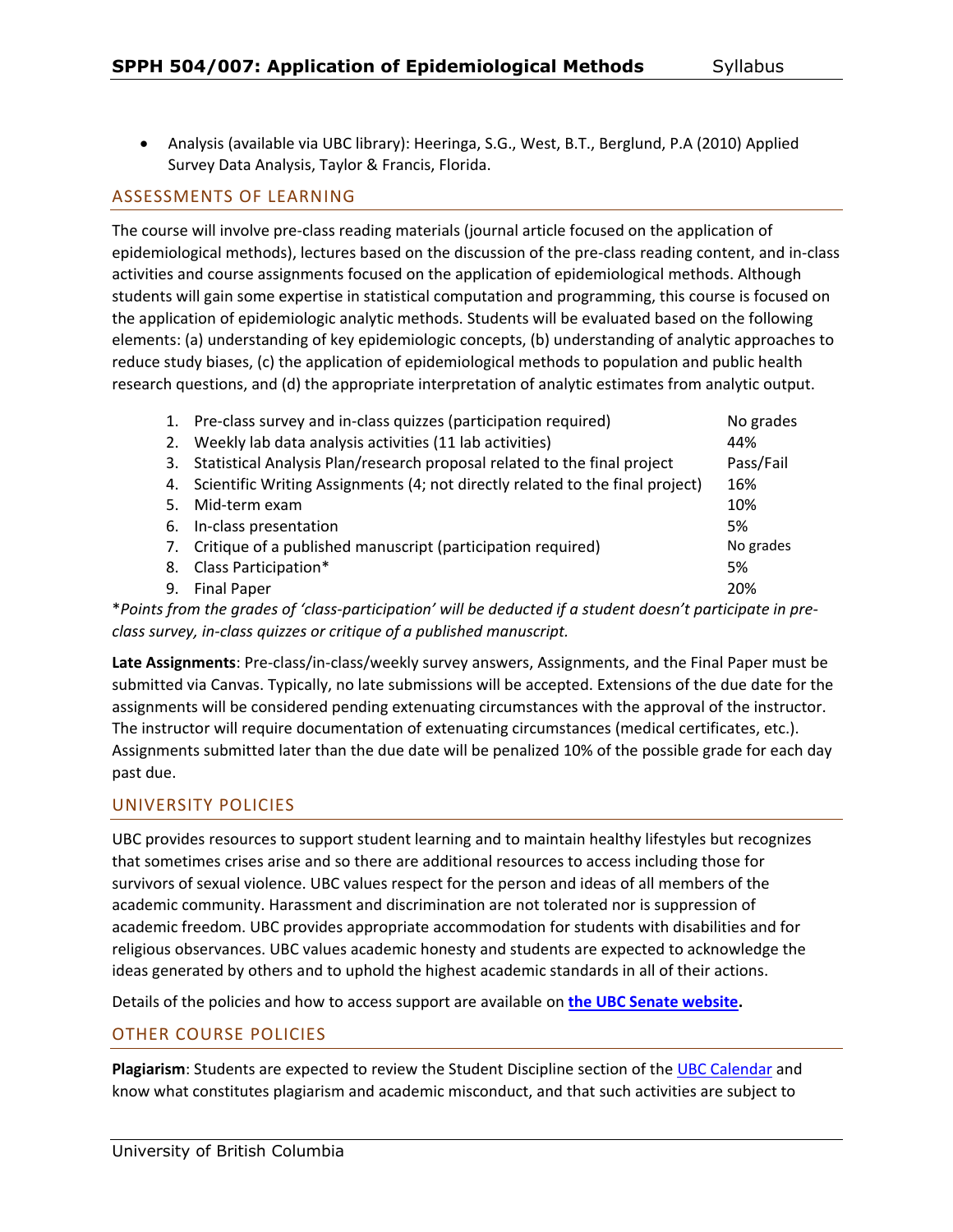- Analysis (available via UBC library): Heeringa, S.G., West, B.T., Berglund, P.A (2010) Applied Survey Data Analysis, Taylor & Francis, Florida.

## ASSESSMENTS OF LEARNING

The course will involve pre-class reading materials (journal article focused on the application of epidemiological methods), lectures based on the discussion of the pre-class reading content, and in-class activities and course assignments focused on the application of epidemiological methods. Although students will gain some expertise in statistical computation and programming, this course is focused on the application of epidemiologic analytic methods. Students will be evaluated based on the following elements: (a) understanding of key epidemiologic concepts, (b) understanding of analytic approaches to reduce study biases, (c) the application of epidemiological methods to population and public health research questions, and (d) the appropriate interpretation of analytic estimates from analytic output.

| | Assessment | Weight |
|---|---|---|
| 1. | Pre-class survey and in-class quizzes (participation required) | No grades |
| 2. | Weekly lab data analysis activities (11 lab activities) | 44% |
| 3. | Statistical Analysis Plan/research proposal related to the final project | Pass/Fail |
| 4. | Scientific Writing Assignments (4; not directly related to the final project) | 16% |
| 5. | Mid-term exam | 10% |
| 6. | In-class presentation | 5% |
| 7. | Critique of a published manuscript (participation required) | No grades |
| 8. | Class Participation* | 5% |
| 9. | Final Paper | 20% |

**Points from the grades of 'class-participation' will be deducted if a student doesn't participate in pre-class survey, in-class quizzes or critique of a published manuscript.*

**Late Assignments**: Pre-class/in-class/weekly survey answers, Assignments, and the Final Paper must be submitted via Canvas. Typically, no late submissions will be accepted. Extensions of the due date for the assignments will be considered pending extenuating circumstances with the approval of the instructor. The instructor will require documentation of extenuating circumstances (medical certificates, etc.). Assignments submitted later than the due date will be penalized 10% of the possible grade for each day past due.

## UNIVERSITY POLICIES

UBC provides resources to support student learning and to maintain healthy lifestyles but recognizes that sometimes crises arise and so there are additional resources to access including those for survivors of sexual violence. UBC values respect for the person and ideas of all members of the academic community. Harassment and discrimination are not tolerated nor is suppression of academic freedom. UBC provides appropriate accommodation for students with disabilities and for religious observances. UBC values academic honesty and students are expected to acknowledge the ideas generated by others and to uphold the highest academic standards in all of their actions.

Details of the policies and how to access support are available on **the UBC Senate website.**

## OTHER COURSE POLICIES

**Plagiarism**: Students are expected to review the Student Discipline section of the UBC Calendar and know what constitutes plagiarism and academic misconduct, and that such activities are subject to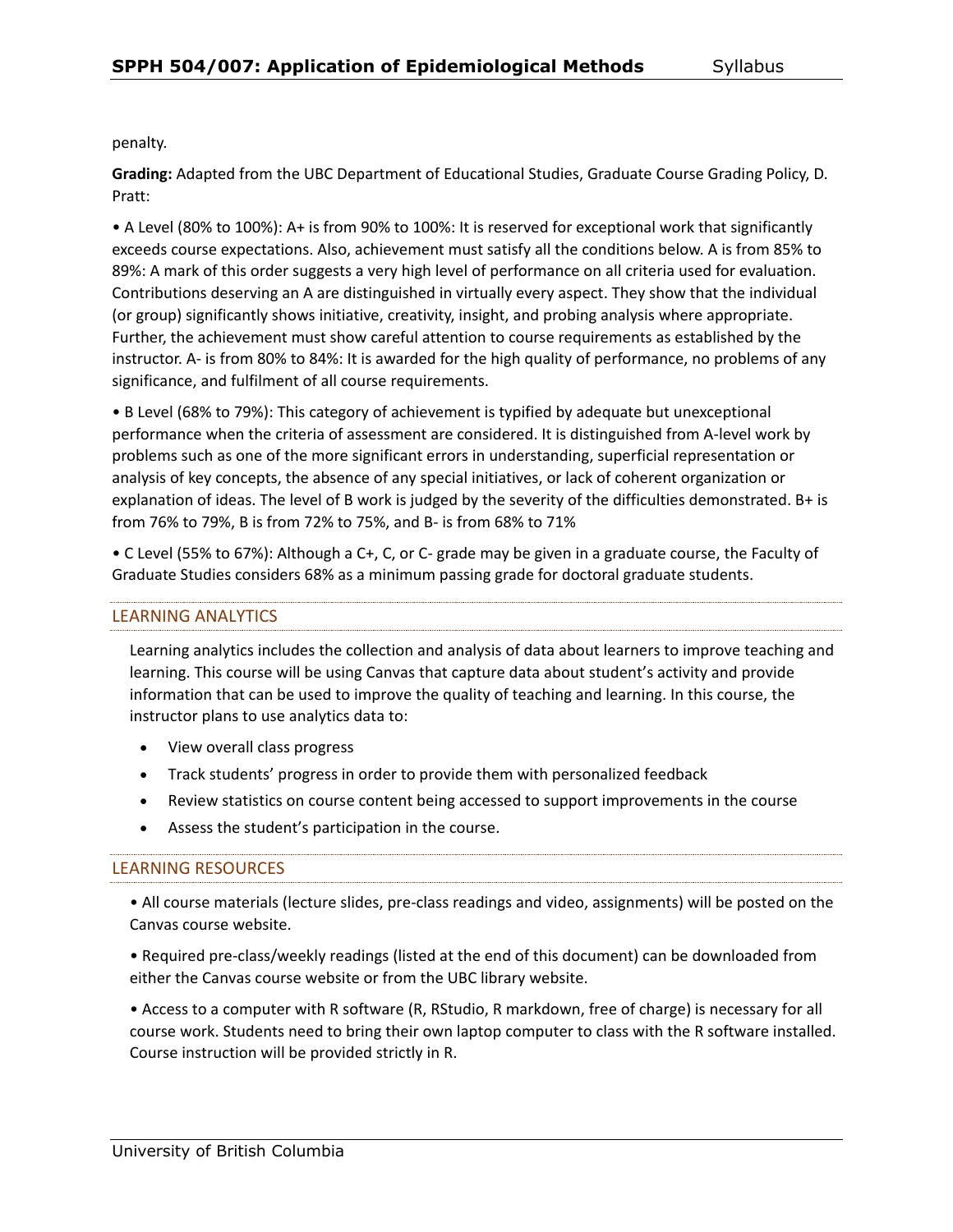penalty.

**Grading:** Adapted from the UBC Department of Educational Studies, Graduate Course Grading Policy, D. Pratt:

• A Level (80% to 100%): A+ is from 90% to 100%: It is reserved for exceptional work that significantly exceeds course expectations. Also, achievement must satisfy all the conditions below. A is from 85% to 89%: A mark of this order suggests a very high level of performance on all criteria used for evaluation. Contributions deserving an A are distinguished in virtually every aspect. They show that the individual (or group) significantly shows initiative, creativity, insight, and probing analysis where appropriate. Further, the achievement must show careful attention to course requirements as established by the instructor. A- is from 80% to 84%: It is awarded for the high quality of performance, no problems of any significance, and fulfilment of all course requirements.

• B Level (68% to 79%): This category of achievement is typified by adequate but unexceptional performance when the criteria of assessment are considered. It is distinguished from A-level work by problems such as one of the more significant errors in understanding, superficial representation or analysis of key concepts, the absence of any special initiatives, or lack of coherent organization or explanation of ideas. The level of B work is judged by the severity of the difficulties demonstrated. B+ is from 76% to 79%, B is from 72% to 75%, and B- is from 68% to 71%

• C Level (55% to 67%): Although a C+, C, or C- grade may be given in a graduate course, the Faculty of Graduate Studies considers 68% as a minimum passing grade for doctoral graduate students.

## LEARNING ANALYTICS

Learning analytics includes the collection and analysis of data about learners to improve teaching and learning. This course will be using Canvas that capture data about student's activity and provide information that can be used to improve the quality of teaching and learning. In this course, the instructor plans to use analytics data to:

- View overall class progress
- Track students' progress in order to provide them with personalized feedback
- Review statistics on course content being accessed to support improvements in the course
- Assess the student's participation in the course.

## LEARNING RESOURCES

• All course materials (lecture slides, pre-class readings and video, assignments) will be posted on the Canvas course website.

• Required pre-class/weekly readings (listed at the end of this document) can be downloaded from either the Canvas course website or from the UBC library website.

• Access to a computer with R software (R, RStudio, R markdown, free of charge) is necessary for all course work. Students need to bring their own laptop computer to class with the R software installed. Course instruction will be provided strictly in R.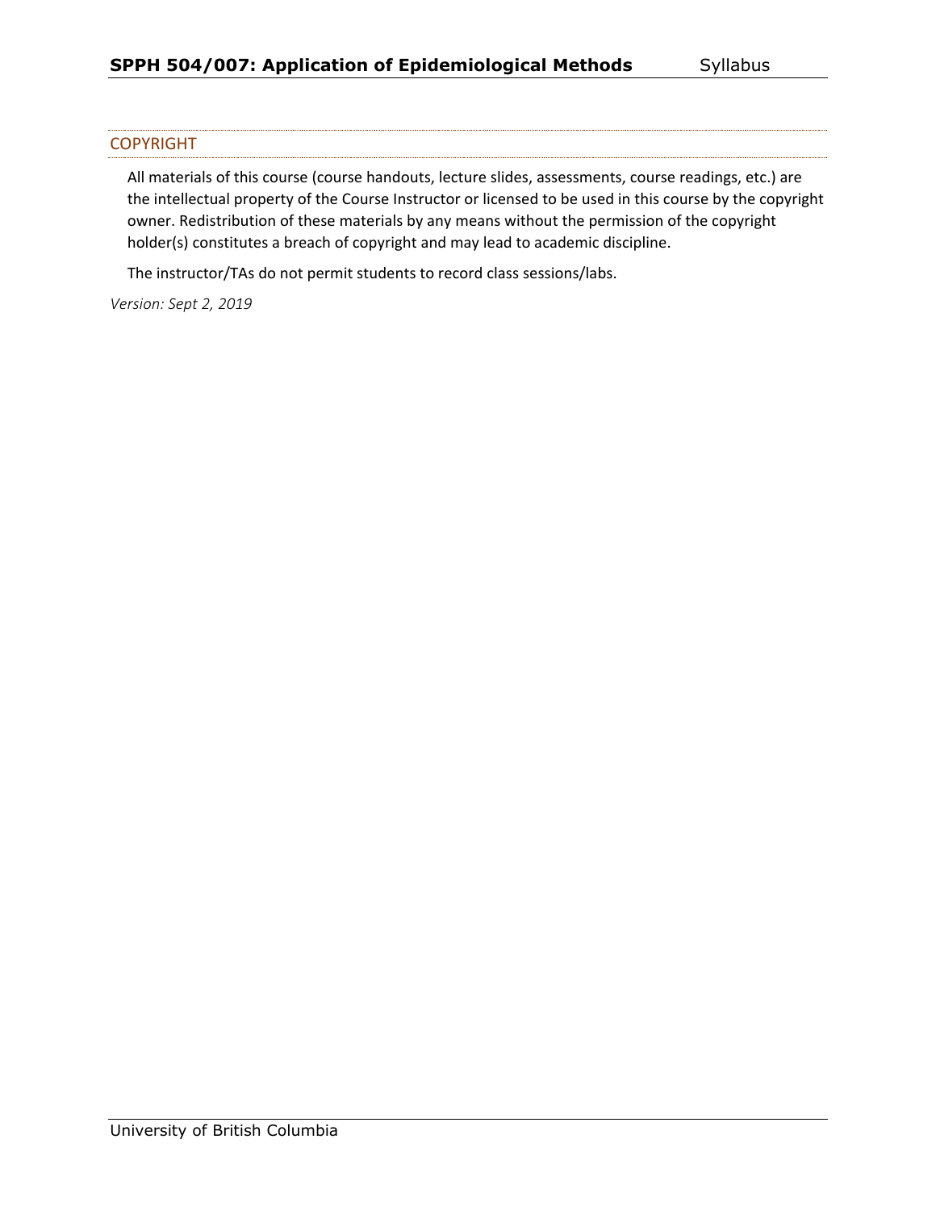## COPYRIGHT

All materials of this course (course handouts, lecture slides, assessments, course readings, etc.) are the intellectual property of the Course Instructor or licensed to be used in this course by the copyright owner. Redistribution of these materials by any means without the permission of the copyright holder(s) constitutes a breach of copyright and may lead to academic discipline.

The instructor/TAs do not permit students to record class sessions/labs.

*Version: Sept 2, 2019*